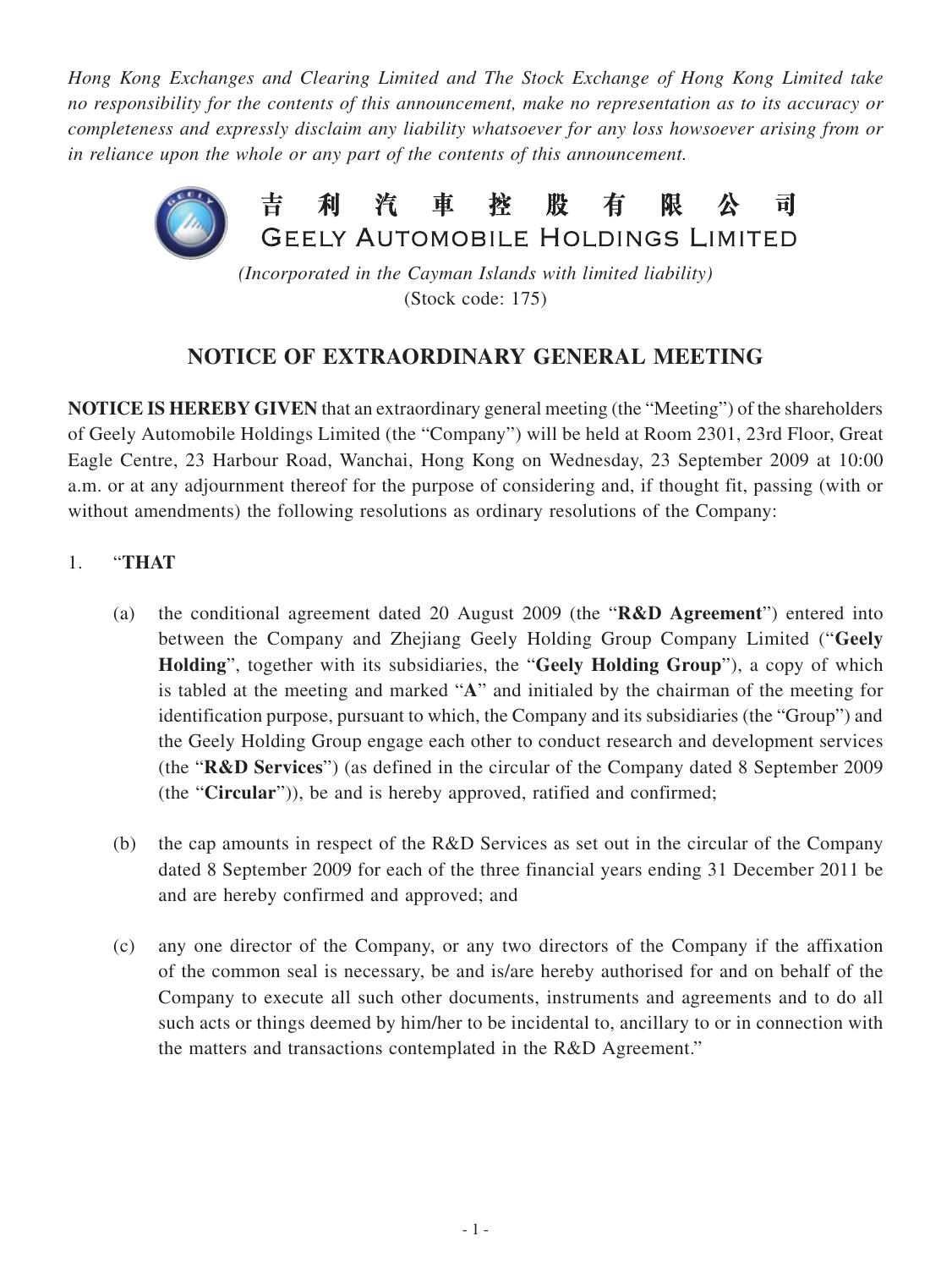*Hong Kong Exchanges and Clearing Limited and The Stock Exchange of Hong Kong Limited take no responsibility for the contents of this announcement, make no representation as to its accuracy or completeness and expressly disclaim any liability whatsoever for any loss howsoever arising from or in reliance upon the whole or any part of the contents of this announcement.*

# 吉利汽車控股有限公司
# GEELY AUTOMOBILE HOLDINGS LIMITED

*(Incorporated in the Cayman Islands with limited liability)*
(Stock code: 175)

## NOTICE OF EXTRAORDINARY GENERAL MEETING

**NOTICE IS HEREBY GIVEN** that an extraordinary general meeting (the "Meeting") of the shareholders of Geely Automobile Holdings Limited (the "Company") will be held at Room 2301, 23rd Floor, Great Eagle Centre, 23 Harbour Road, Wanchai, Hong Kong on Wednesday, 23 September 2009 at 10:00 a.m. or at any adjournment thereof for the purpose of considering and, if thought fit, passing (with or without amendments) the following resolutions as ordinary resolutions of the Company:

1. "**THAT**

   (a) the conditional agreement dated 20 August 2009 (the "**R&D Agreement**") entered into between the Company and Zhejiang Geely Holding Group Company Limited ("**Geely Holding**", together with its subsidiaries, the "**Geely Holding Group**"), a copy of which is tabled at the meeting and marked "**A**" and initialed by the chairman of the meeting for identification purpose, pursuant to which, the Company and its subsidiaries (the "Group") and the Geely Holding Group engage each other to conduct research and development services (the "**R&D Services**") (as defined in the circular of the Company dated 8 September 2009 (the "**Circular**")), be and is hereby approved, ratified and confirmed;

   (b) the cap amounts in respect of the R&D Services as set out in the circular of the Company dated 8 September 2009 for each of the three financial years ending 31 December 2011 be and are hereby confirmed and approved; and

   (c) any one director of the Company, or any two directors of the Company if the affixation of the common seal is necessary, be and is/are hereby authorised for and on behalf of the Company to execute all such other documents, instruments and agreements and to do all such acts or things deemed by him/her to be incidental to, ancillary to or in connection with the matters and transactions contemplated in the R&D Agreement."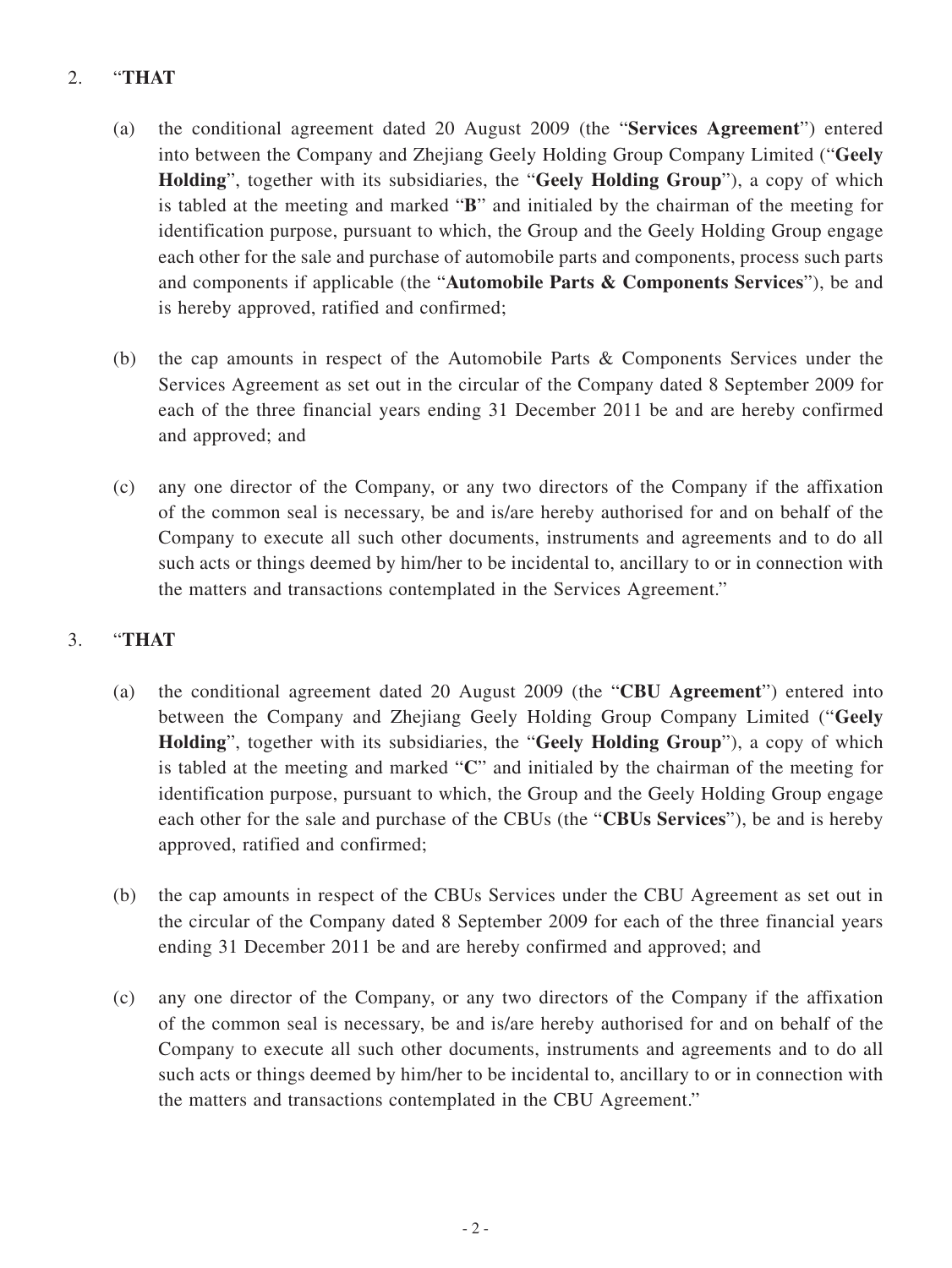2. "**THAT**

   (a) the conditional agreement dated 20 August 2009 (the "**Services Agreement**") entered into between the Company and Zhejiang Geely Holding Group Company Limited ("**Geely Holding**", together with its subsidiaries, the "**Geely Holding Group**"), a copy of which is tabled at the meeting and marked "**B**" and initialed by the chairman of the meeting for identification purpose, pursuant to which, the Group and the Geely Holding Group engage each other for the sale and purchase of automobile parts and components, process such parts and components if applicable (the "**Automobile Parts & Components Services**"), be and is hereby approved, ratified and confirmed;

   (b) the cap amounts in respect of the Automobile Parts & Components Services under the Services Agreement as set out in the circular of the Company dated 8 September 2009 for each of the three financial years ending 31 December 2011 be and are hereby confirmed and approved; and

   (c) any one director of the Company, or any two directors of the Company if the affixation of the common seal is necessary, be and is/are hereby authorised for and on behalf of the Company to execute all such other documents, instruments and agreements and to do all such acts or things deemed by him/her to be incidental to, ancillary to or in connection with the matters and transactions contemplated in the Services Agreement."

3. "**THAT**

   (a) the conditional agreement dated 20 August 2009 (the "**CBU Agreement**") entered into between the Company and Zhejiang Geely Holding Group Company Limited ("**Geely Holding**", together with its subsidiaries, the "**Geely Holding Group**"), a copy of which is tabled at the meeting and marked "**C**" and initialed by the chairman of the meeting for identification purpose, pursuant to which, the Group and the Geely Holding Group engage each other for the sale and purchase of the CBUs (the "**CBUs Services**"), be and is hereby approved, ratified and confirmed;

   (b) the cap amounts in respect of the CBUs Services under the CBU Agreement as set out in the circular of the Company dated 8 September 2009 for each of the three financial years ending 31 December 2011 be and are hereby confirmed and approved; and

   (c) any one director of the Company, or any two directors of the Company if the affixation of the common seal is necessary, be and is/are hereby authorised for and on behalf of the Company to execute all such other documents, instruments and agreements and to do all such acts or things deemed by him/her to be incidental to, ancillary to or in connection with the matters and transactions contemplated in the CBU Agreement."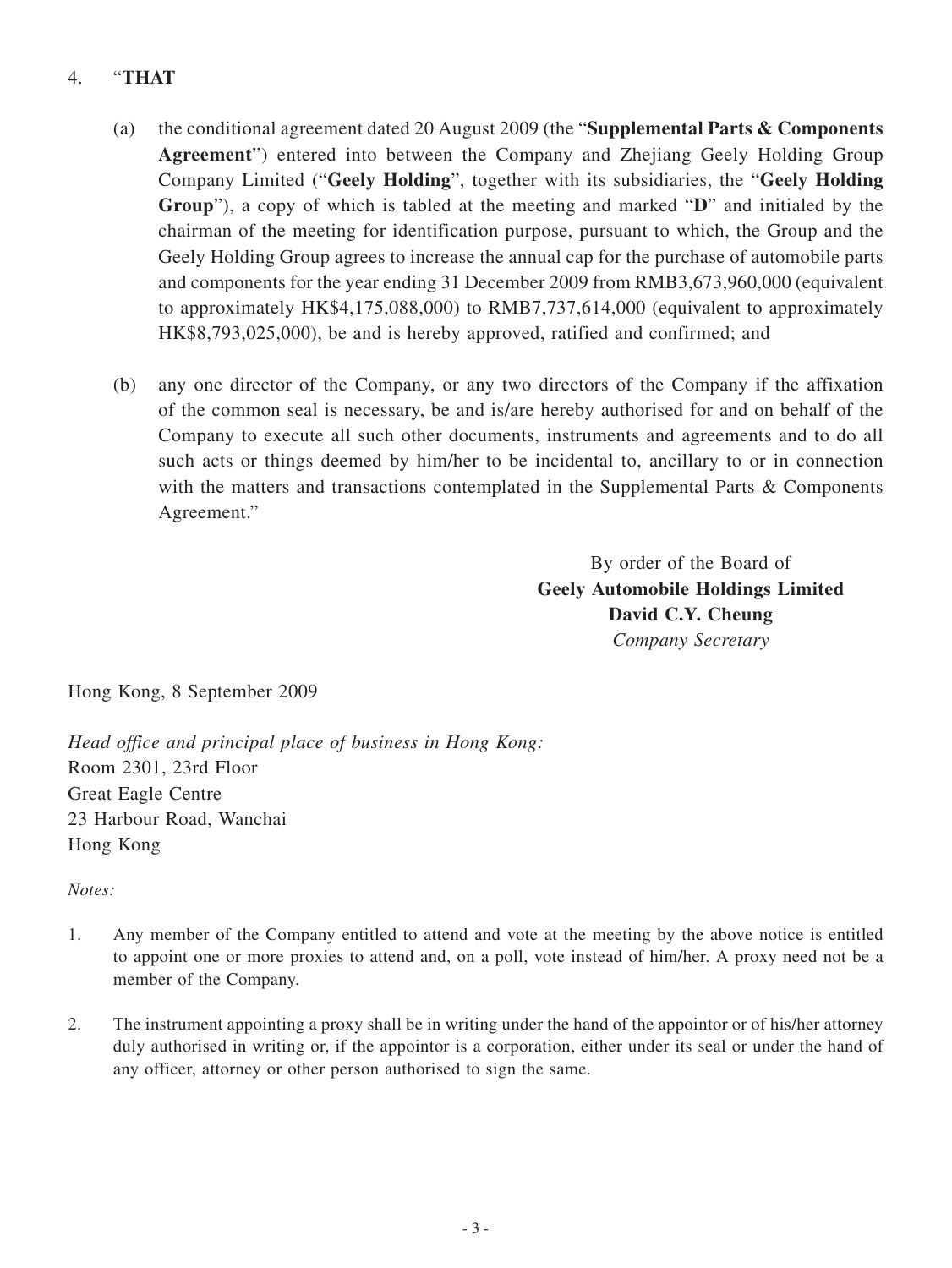4. "**THAT**

   (a) the conditional agreement dated 20 August 2009 (the "**Supplemental Parts & Components Agreement**") entered into between the Company and Zhejiang Geely Holding Group Company Limited ("**Geely Holding**", together with its subsidiaries, the "**Geely Holding Group**"), a copy of which is tabled at the meeting and marked "**D**" and initialed by the chairman of the meeting for identification purpose, pursuant to which, the Group and the Geely Holding Group agrees to increase the annual cap for the purchase of automobile parts and components for the year ending 31 December 2009 from RMB3,673,960,000 (equivalent to approximately HK$4,175,088,000) to RMB7,737,614,000 (equivalent to approximately HK$8,793,025,000), be and is hereby approved, ratified and confirmed; and

   (b) any one director of the Company, or any two directors of the Company if the affixation of the common seal is necessary, be and is/are hereby authorised for and on behalf of the Company to execute all such other documents, instruments and agreements and to do all such acts or things deemed by him/her to be incidental to, ancillary to or in connection with the matters and transactions contemplated in the Supplemental Parts & Components Agreement."

By order of the Board of
**Geely Automobile Holdings Limited**
**David C.Y. Cheung**
*Company Secretary*

Hong Kong, 8 September 2009

*Head office and principal place of business in Hong Kong:*
Room 2301, 23rd Floor
Great Eagle Centre
23 Harbour Road, Wanchai
Hong Kong

*Notes:*

1. Any member of the Company entitled to attend and vote at the meeting by the above notice is entitled to appoint one or more proxies to attend and, on a poll, vote instead of him/her. A proxy need not be a member of the Company.

2. The instrument appointing a proxy shall be in writing under the hand of the appointor or of his/her attorney duly authorised in writing or, if the appointor is a corporation, either under its seal or under the hand of any officer, attorney or other person authorised to sign the same.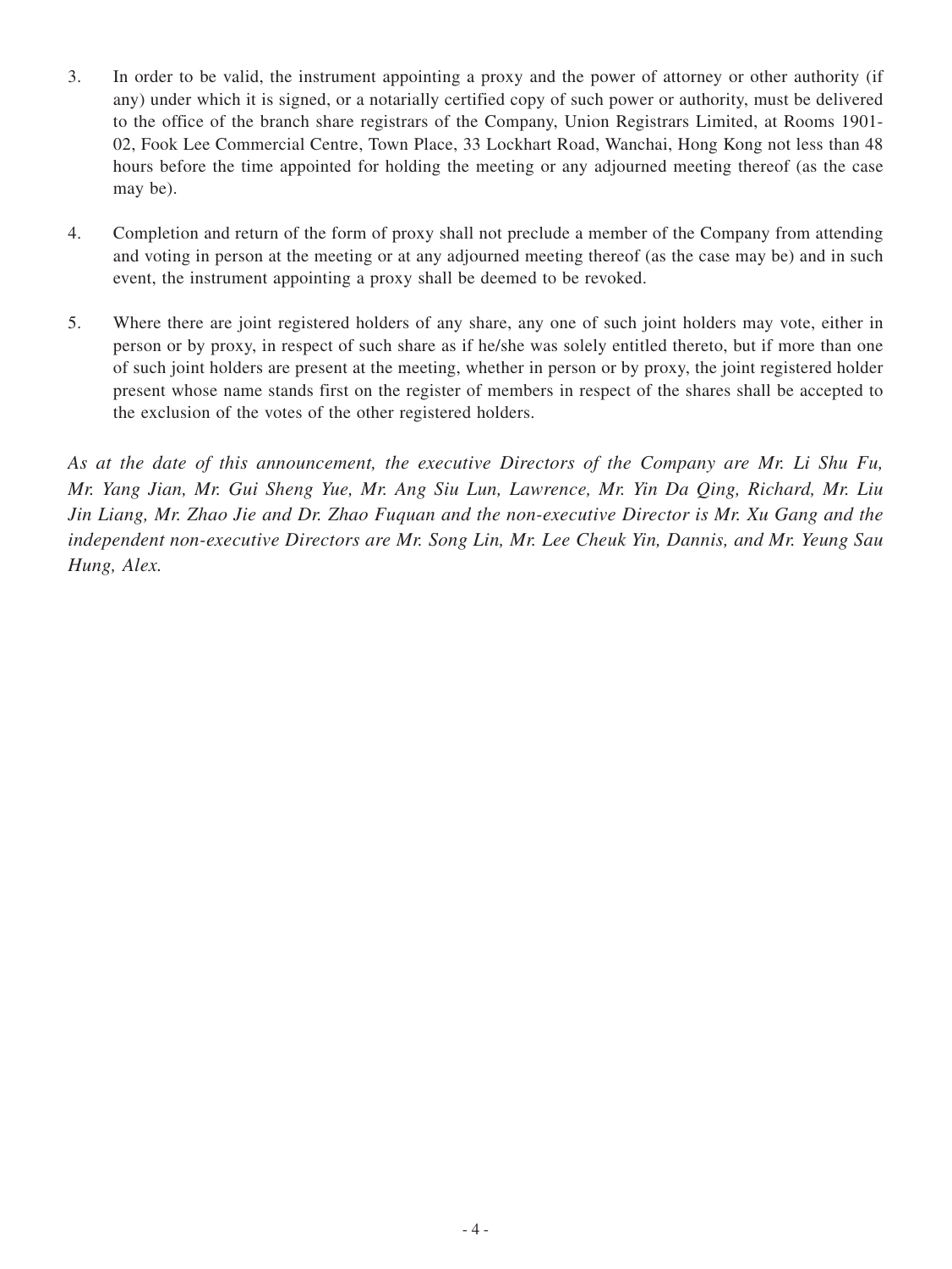3. In order to be valid, the instrument appointing a proxy and the power of attorney or other authority (if any) under which it is signed, or a notarially certified copy of such power or authority, must be delivered to the office of the branch share registrars of the Company, Union Registrars Limited, at Rooms 1901-02, Fook Lee Commercial Centre, Town Place, 33 Lockhart Road, Wanchai, Hong Kong not less than 48 hours before the time appointed for holding the meeting or any adjourned meeting thereof (as the case may be).

4. Completion and return of the form of proxy shall not preclude a member of the Company from attending and voting in person at the meeting or at any adjourned meeting thereof (as the case may be) and in such event, the instrument appointing a proxy shall be deemed to be revoked.

5. Where there are joint registered holders of any share, any one of such joint holders may vote, either in person or by proxy, in respect of such share as if he/she was solely entitled thereto, but if more than one of such joint holders are present at the meeting, whether in person or by proxy, the joint registered holder present whose name stands first on the register of members in respect of the shares shall be accepted to the exclusion of the votes of the other registered holders.

*As at the date of this announcement, the executive Directors of the Company are Mr. Li Shu Fu, Mr. Yang Jian, Mr. Gui Sheng Yue, Mr. Ang Siu Lun, Lawrence, Mr. Yin Da Qing, Richard, Mr. Liu Jin Liang, Mr. Zhao Jie and Dr. Zhao Fuquan and the non-executive Director is Mr. Xu Gang and the independent non-executive Directors are Mr. Song Lin, Mr. Lee Cheuk Yin, Dannis, and Mr. Yeung Sau Hung, Alex.*